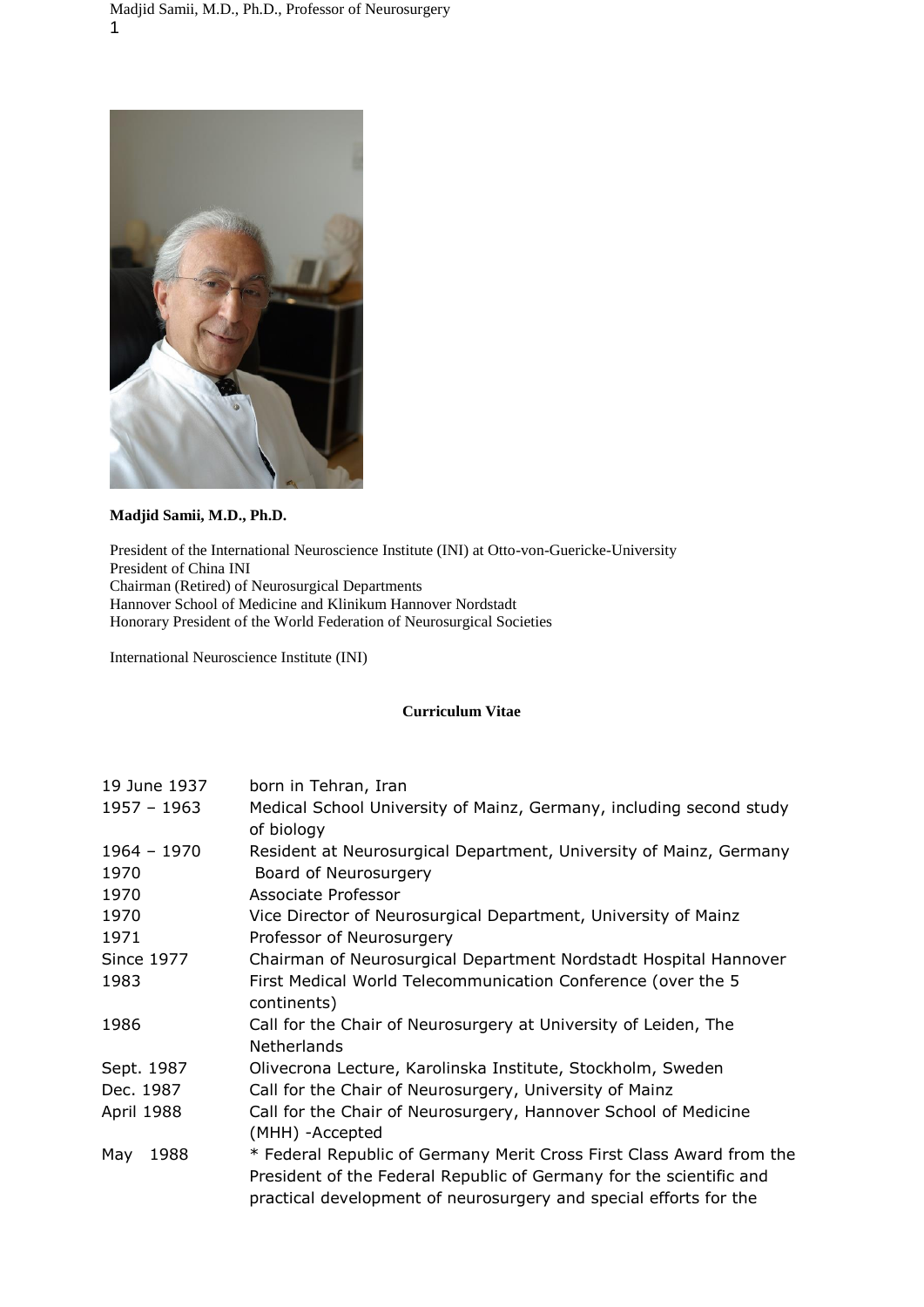**Madjid Samii, M.D., Ph.D.**

President of the International Neuroscience Institute (INI) at Otto-von-Guericke-University
President of China INI
Chairman (Retired) of Neurosurgical Departments
Hannover School of Medicine and Klinikum Hannover Nordstadt
Honorary President of the World Federation of Neurosurgical Societies

International Neuroscience Institute (INI)

## Curriculum Vitae

| | |
|---|---|
| 19 June 1937 | born in Tehran, Iran |
| 1957 – 1963 | Medical School University of Mainz, Germany, including second study of biology |
| 1964 – 1970 | Resident at Neurosurgical Department, University of Mainz, Germany |
| 1970 | Board of Neurosurgery |
| 1970 | Associate Professor |
| 1970 | Vice Director of Neurosurgical Department, University of Mainz |
| 1971 | Professor of Neurosurgery |
| Since 1977 | Chairman of Neurosurgical Department Nordstadt Hospital Hannover |
| 1983 | First Medical World Telecommunication Conference (over the 5 continents) |
| 1986 | Call for the Chair of Neurosurgery at University of Leiden, The Netherlands |
| Sept. 1987 | Olivecrona Lecture, Karolinska Institute, Stockholm, Sweden |
| Dec. 1987 | Call for the Chair of Neurosurgery, University of Mainz |
| April 1988 | Call for the Chair of Neurosurgery, Hannover School of Medicine (MHH) -Accepted |
| May 1988 | * Federal Republic of Germany Merit Cross First Class Award from the President of the Federal Republic of Germany for the scientific and practical development of neurosurgery and special efforts for the |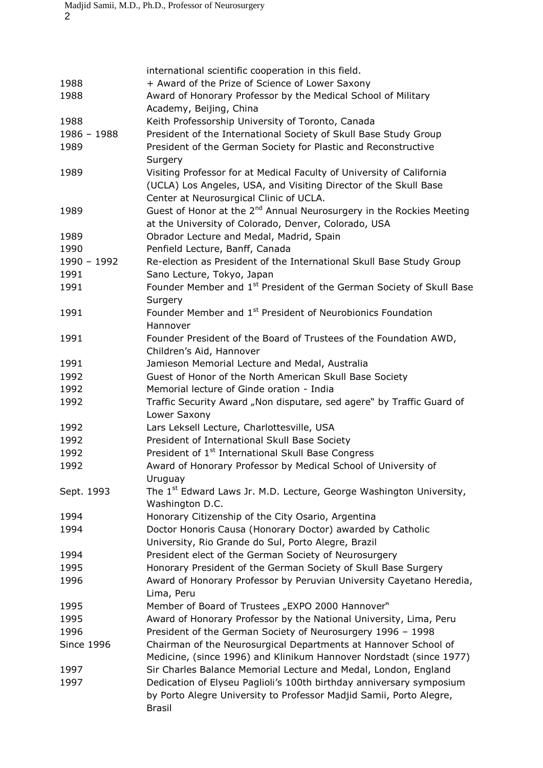| | |
|---|---|
| | international scientific cooperation in this field. |
| 1988 | + Award of the Prize of Science of Lower Saxony |
| 1988 | Award of Honorary Professor by the Medical School of Military Academy, Beijing, China |
| 1988 | Keith Professorship University of Toronto, Canada |
| 1986 – 1988 | President of the International Society of Skull Base Study Group |
| 1989 | President of the German Society for Plastic and Reconstructive Surgery |
| 1989 | Visiting Professor for at Medical Faculty of University of California (UCLA) Los Angeles, USA, and Visiting Director of the Skull Base Center at Neurosurgical Clinic of UCLA. |
| 1989 | Guest of Honor at the 2nd Annual Neurosurgery in the Rockies Meeting at the University of Colorado, Denver, Colorado, USA |
| 1989 | Obrador Lecture and Medal, Madrid, Spain |
| 1990 | Penfield Lecture, Banff, Canada |
| 1990 – 1992 | Re-election as President of the International Skull Base Study Group |
| 1991 | Sano Lecture, Tokyo, Japan |
| 1991 | Founder Member and 1st President of the German Society of Skull Base Surgery |
| 1991 | Founder Member and 1st President of Neurobionics Foundation Hannover |
| 1991 | Founder President of the Board of Trustees of the Foundation AWD, Children's Aid, Hannover |
| 1991 | Jamieson Memorial Lecture and Medal, Australia |
| 1992 | Guest of Honor of the North American Skull Base Society |
| 1992 | Memorial lecture of Ginde oration - India |
| 1992 | Traffic Security Award „Non disputare, sed agere" by Traffic Guard of Lower Saxony |
| 1992 | Lars Leksell Lecture, Charlottesville, USA |
| 1992 | President of International Skull Base Society |
| 1992 | President of 1st International Skull Base Congress |
| 1992 | Award of Honorary Professor by Medical School of University of Uruguay |
| Sept. 1993 | The 1st Edward Laws Jr. M.D. Lecture, George Washington University, Washington D.C. |
| 1994 | Honorary Citizenship of the City Osario, Argentina |
| 1994 | Doctor Honoris Causa (Honorary Doctor) awarded by Catholic University, Rio Grande do Sul, Porto Alegre, Brazil |
| 1994 | President elect of the German Society of Neurosurgery |
| 1995 | Honorary President of the German Society of Skull Base Surgery |
| 1996 | Award of Honorary Professor by Peruvian University Cayetano Heredia, Lima, Peru |
| 1995 | Member of Board of Trustees „EXPO 2000 Hannover" |
| 1995 | Award of Honorary Professor by the National University, Lima, Peru |
| 1996 | President of the German Society of Neurosurgery 1996 – 1998 |
| Since 1996 | Chairman of the Neurosurgical Departments at Hannover School of Medicine, (since 1996) and Klinikum Hannover Nordstadt (since 1977) |
| 1997 | Sir Charles Balance Memorial Lecture and Medal, London, England |
| 1997 | Dedication of Elyseu Paglioli's 100th birthday anniversary symposium by Porto Alegre University to Professor Madjid Samii, Porto Alegre, Brasil |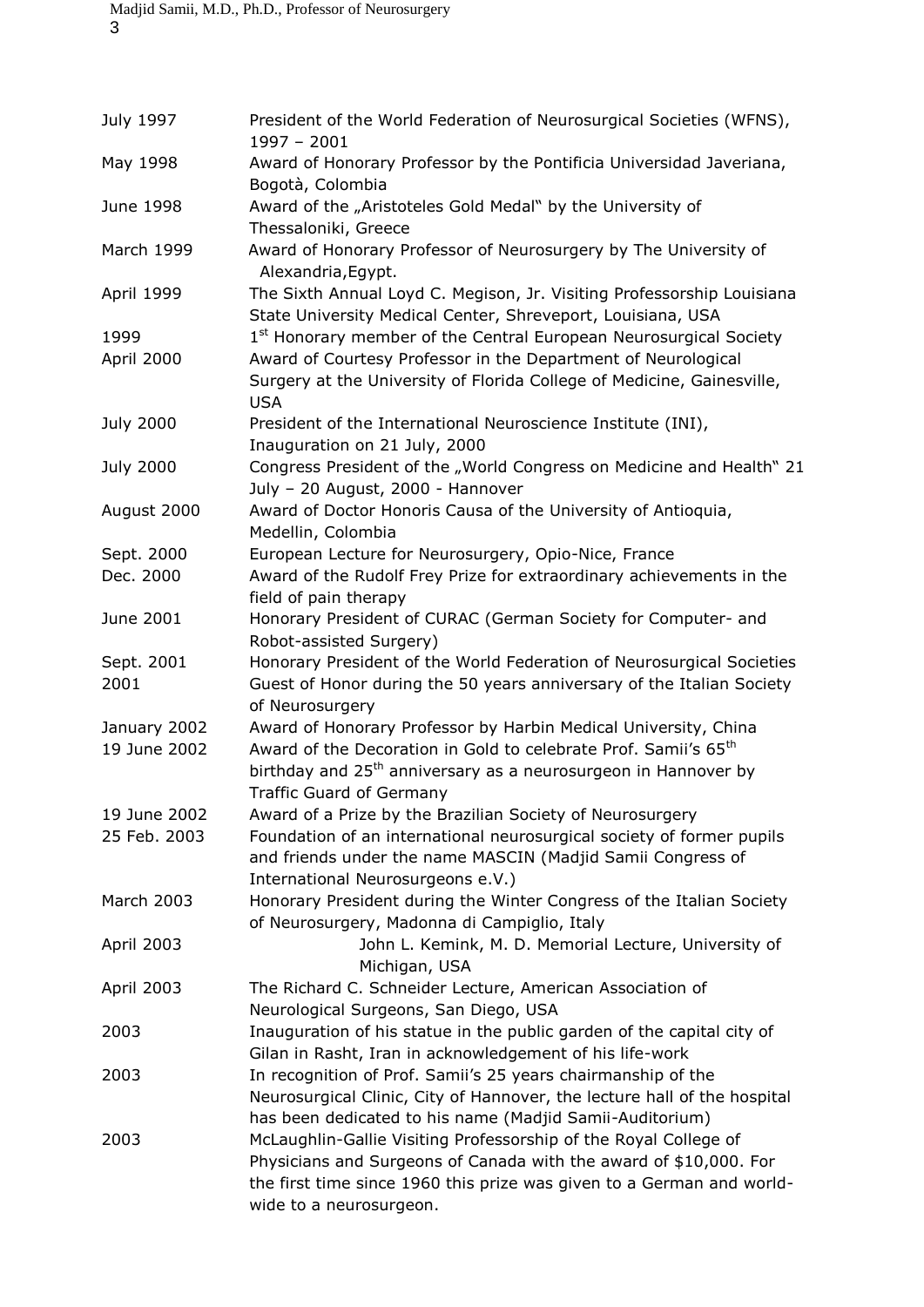| | |
|---|---|
| July 1997 | President of the World Federation of Neurosurgical Societies (WFNS), 1997 – 2001 |
| May 1998 | Award of Honorary Professor by the Pontificia Universidad Javeriana, Bogotà, Colombia |
| June 1998 | Award of the „Aristoteles Gold Medal" by the University of Thessaloniki, Greece |
| March 1999 | Award of Honorary Professor of Neurosurgery by The University of Alexandria,Egypt. |
| April 1999 | The Sixth Annual Loyd C. Megison, Jr. Visiting Professorship Louisiana State University Medical Center, Shreveport, Louisiana, USA |
| 1999 | 1st Honorary member of the Central European Neurosurgical Society |
| April 2000 | Award of Courtesy Professor in the Department of Neurological Surgery at the University of Florida College of Medicine, Gainesville, USA |
| July 2000 | President of the International Neuroscience Institute (INI), Inauguration on 21 July, 2000 |
| July 2000 | Congress President of the „World Congress on Medicine and Health" 21 July – 20 August, 2000 - Hannover |
| August 2000 | Award of Doctor Honoris Causa of the University of Antioquia, Medellin, Colombia |
| Sept. 2000 | European Lecture for Neurosurgery, Opio-Nice, France |
| Dec. 2000 | Award of the Rudolf Frey Prize for extraordinary achievements in the field of pain therapy |
| June 2001 | Honorary President of CURAC (German Society for Computer- and Robot-assisted Surgery) |
| Sept. 2001 | Honorary President of the World Federation of Neurosurgical Societies |
| 2001 | Guest of Honor during the 50 years anniversary of the Italian Society of Neurosurgery |
| January 2002 | Award of Honorary Professor by Harbin Medical University, China |
| 19 June 2002 | Award of the Decoration in Gold to celebrate Prof. Samii's 65th birthday and 25th anniversary as a neurosurgeon in Hannover by Traffic Guard of Germany |
| 19 June 2002 | Award of a Prize by the Brazilian Society of Neurosurgery |
| 25 Feb. 2003 | Foundation of an international neurosurgical society of former pupils and friends under the name MASCIN (Madjid Samii Congress of International Neurosurgeons e.V.) |
| March 2003 | Honorary President during the Winter Congress of the Italian Society of Neurosurgery, Madonna di Campiglio, Italy |
| April 2003 | John L. Kemink, M. D. Memorial Lecture, University of Michigan, USA |
| April 2003 | The Richard C. Schneider Lecture, American Association of Neurological Surgeons, San Diego, USA |
| 2003 | Inauguration of his statue in the public garden of the capital city of Gilan in Rasht, Iran in acknowledgement of his life-work |
| 2003 | In recognition of Prof. Samii's 25 years chairmanship of the Neurosurgical Clinic, City of Hannover, the lecture hall of the hospital has been dedicated to his name (Madjid Samii-Auditorium) |
| 2003 | McLaughlin-Gallie Visiting Professorship of the Royal College of Physicians and Surgeons of Canada with the award of $10,000. For the first time since 1960 this prize was given to a German and world-wide to a neurosurgeon. |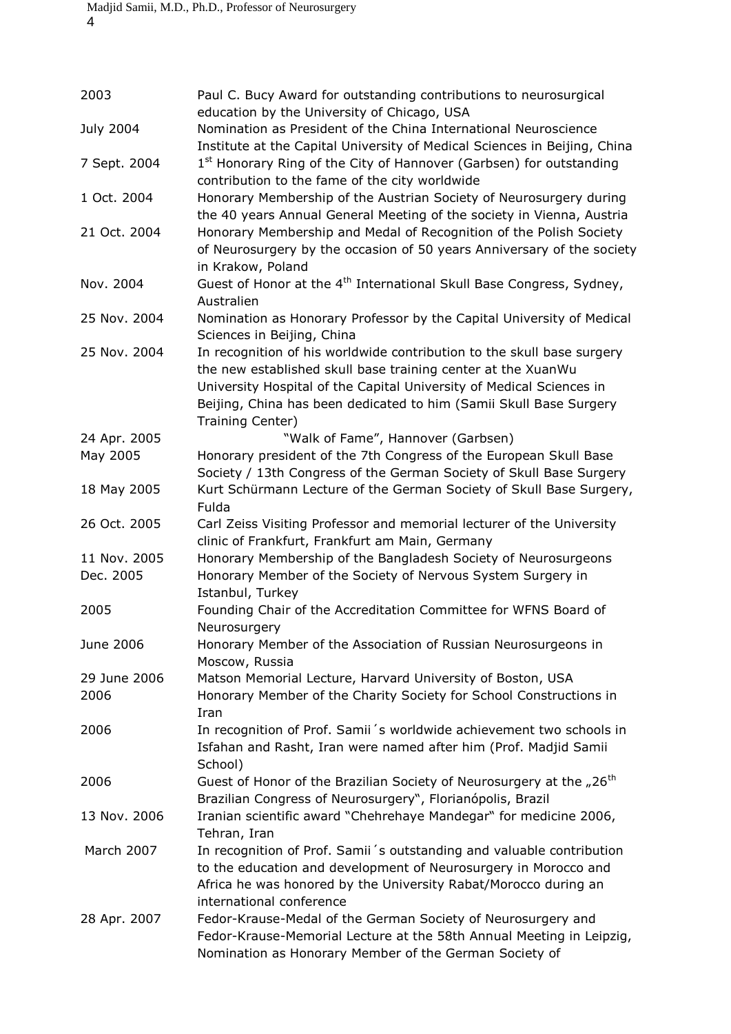| | |
|---|---|
| 2003 | Paul C. Bucy Award for outstanding contributions to neurosurgical education by the University of Chicago, USA |
| July 2004 | Nomination as President of the China International Neuroscience Institute at the Capital University of Medical Sciences in Beijing, China |
| 7 Sept. 2004 | 1st Honorary Ring of the City of Hannover (Garbsen) for outstanding contribution to the fame of the city worldwide |
| 1 Oct. 2004 | Honorary Membership of the Austrian Society of Neurosurgery during the 40 years Annual General Meeting of the society in Vienna, Austria |
| 21 Oct. 2004 | Honorary Membership and Medal of Recognition of the Polish Society of Neurosurgery by the occasion of 50 years Anniversary of the society in Krakow, Poland |
| Nov. 2004 | Guest of Honor at the 4th International Skull Base Congress, Sydney, Australien |
| 25 Nov. 2004 | Nomination as Honorary Professor by the Capital University of Medical Sciences in Beijing, China |
| 25 Nov. 2004 | In recognition of his worldwide contribution to the skull base surgery the new established skull base training center at the XuanWu University Hospital of the Capital University of Medical Sciences in Beijing, China has been dedicated to him (Samii Skull Base Surgery Training Center) |
| 24 Apr. 2005 | "Walk of Fame", Hannover (Garbsen) |
| May 2005 | Honorary president of the 7th Congress of the European Skull Base Society / 13th Congress of the German Society of Skull Base Surgery |
| 18 May 2005 | Kurt Schürmann Lecture of the German Society of Skull Base Surgery, Fulda |
| 26 Oct. 2005 | Carl Zeiss Visiting Professor and memorial lecturer of the University clinic of Frankfurt, Frankfurt am Main, Germany |
| 11 Nov. 2005 | Honorary Membership of the Bangladesh Society of Neurosurgeons |
| Dec. 2005 | Honorary Member of the Society of Nervous System Surgery in Istanbul, Turkey |
| 2005 | Founding Chair of the Accreditation Committee for WFNS Board of Neurosurgery |
| June 2006 | Honorary Member of the Association of Russian Neurosurgeons in Moscow, Russia |
| 29 June 2006 | Matson Memorial Lecture, Harvard University of Boston, USA |
| 2006 | Honorary Member of the Charity Society for School Constructions in Iran |
| 2006 | In recognition of Prof. Samii´s worldwide achievement two schools in Isfahan and Rasht, Iran were named after him (Prof. Madjid Samii School) |
| 2006 | Guest of Honor of the Brazilian Society of Neurosurgery at the „26th Brazilian Congress of Neurosurgery", Florianópolis, Brazil |
| 13 Nov. 2006 | Iranian scientific award "Chehrehaye Mandegar" for medicine 2006, Tehran, Iran |
| March 2007 | In recognition of Prof. Samii´s outstanding and valuable contribution to the education and development of Neurosurgery in Morocco and Africa he was honored by the University Rabat/Morocco during an international conference |
| 28 Apr. 2007 | Fedor-Krause-Medal of the German Society of Neurosurgery and Fedor-Krause-Memorial Lecture at the 58th Annual Meeting in Leipzig, Nomination as Honorary Member of the German Society of |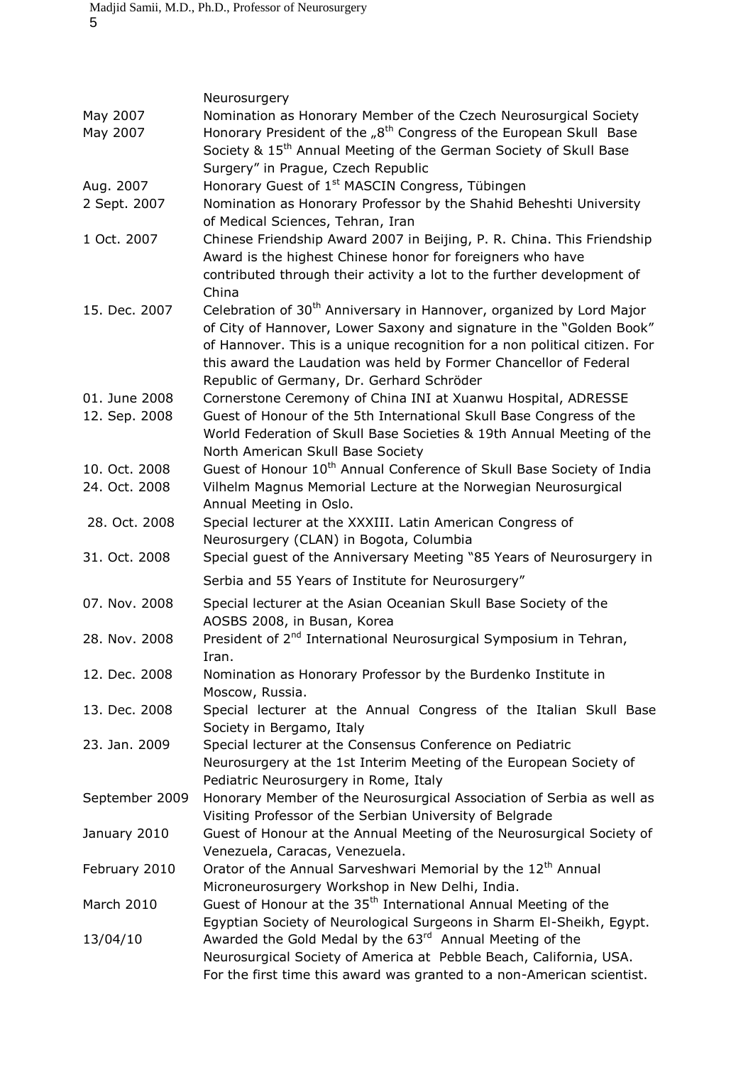| | |
|---|---|
| | Neurosurgery |
| May 2007 | Nomination as Honorary Member of the Czech Neurosurgical Society |
| May 2007 | Honorary President of the „8th Congress of the European Skull Base Society & 15th Annual Meeting of the German Society of Skull Base Surgery" in Prague, Czech Republic |
| Aug. 2007 | Honorary Guest of 1st MASCIN Congress, Tübingen |
| 2 Sept. 2007 | Nomination as Honorary Professor by the Shahid Beheshti University of Medical Sciences, Tehran, Iran |
| 1 Oct. 2007 | Chinese Friendship Award 2007 in Beijing, P. R. China. This Friendship Award is the highest Chinese honor for foreigners who have contributed through their activity a lot to the further development of China |
| 15. Dec. 2007 | Celebration of 30th Anniversary in Hannover, organized by Lord Major of City of Hannover, Lower Saxony and signature in the "Golden Book" of Hannover. This is a unique recognition for a non political citizen. For this award the Laudation was held by Former Chancellor of Federal Republic of Germany, Dr. Gerhard Schröder |
| 01. June 2008 | Cornerstone Ceremony of China INI at Xuanwu Hospital, ADRESSE |
| 12. Sep. 2008 | Guest of Honour of the 5th International Skull Base Congress of the World Federation of Skull Base Societies & 19th Annual Meeting of the North American Skull Base Society |
| 10. Oct. 2008 | Guest of Honour 10th Annual Conference of Skull Base Society of India |
| 24. Oct. 2008 | Vilhelm Magnus Memorial Lecture at the Norwegian Neurosurgical Annual Meeting in Oslo. |
| 28. Oct. 2008 | Special lecturer at the XXXIII. Latin American Congress of Neurosurgery (CLAN) in Bogota, Columbia |
| 31. Oct. 2008 | Special guest of the Anniversary Meeting "85 Years of Neurosurgery in Serbia and 55 Years of Institute for Neurosurgery" |
| 07. Nov. 2008 | Special lecturer at the Asian Oceanian Skull Base Society of the AOSBS 2008, in Busan, Korea |
| 28. Nov. 2008 | President of 2nd International Neurosurgical Symposium in Tehran, Iran. |
| 12. Dec. 2008 | Nomination as Honorary Professor by the Burdenko Institute in Moscow, Russia. |
| 13. Dec. 2008 | Special lecturer at the Annual Congress of the Italian Skull Base Society in Bergamo, Italy |
| 23. Jan. 2009 | Special lecturer at the Consensus Conference on Pediatric Neurosurgery at the 1st Interim Meeting of the European Society of Pediatric Neurosurgery in Rome, Italy |
| September 2009 | Honorary Member of the Neurosurgical Association of Serbia as well as Visiting Professor of the Serbian University of Belgrade |
| January 2010 | Guest of Honour at the Annual Meeting of the Neurosurgical Society of Venezuela, Caracas, Venezuela. |
| February 2010 | Orator of the Annual Sarveshwari Memorial by the 12th Annual Microneurosurgery Workshop in New Delhi, India. |
| March 2010 | Guest of Honour at the 35th International Annual Meeting of the Egyptian Society of Neurological Surgeons in Sharm El-Sheikh, Egypt. |
| 13/04/10 | Awarded the Gold Medal by the 63rd Annual Meeting of the Neurosurgical Society of America at Pebble Beach, California, USA. For the first time this award was granted to a non-American scientist. |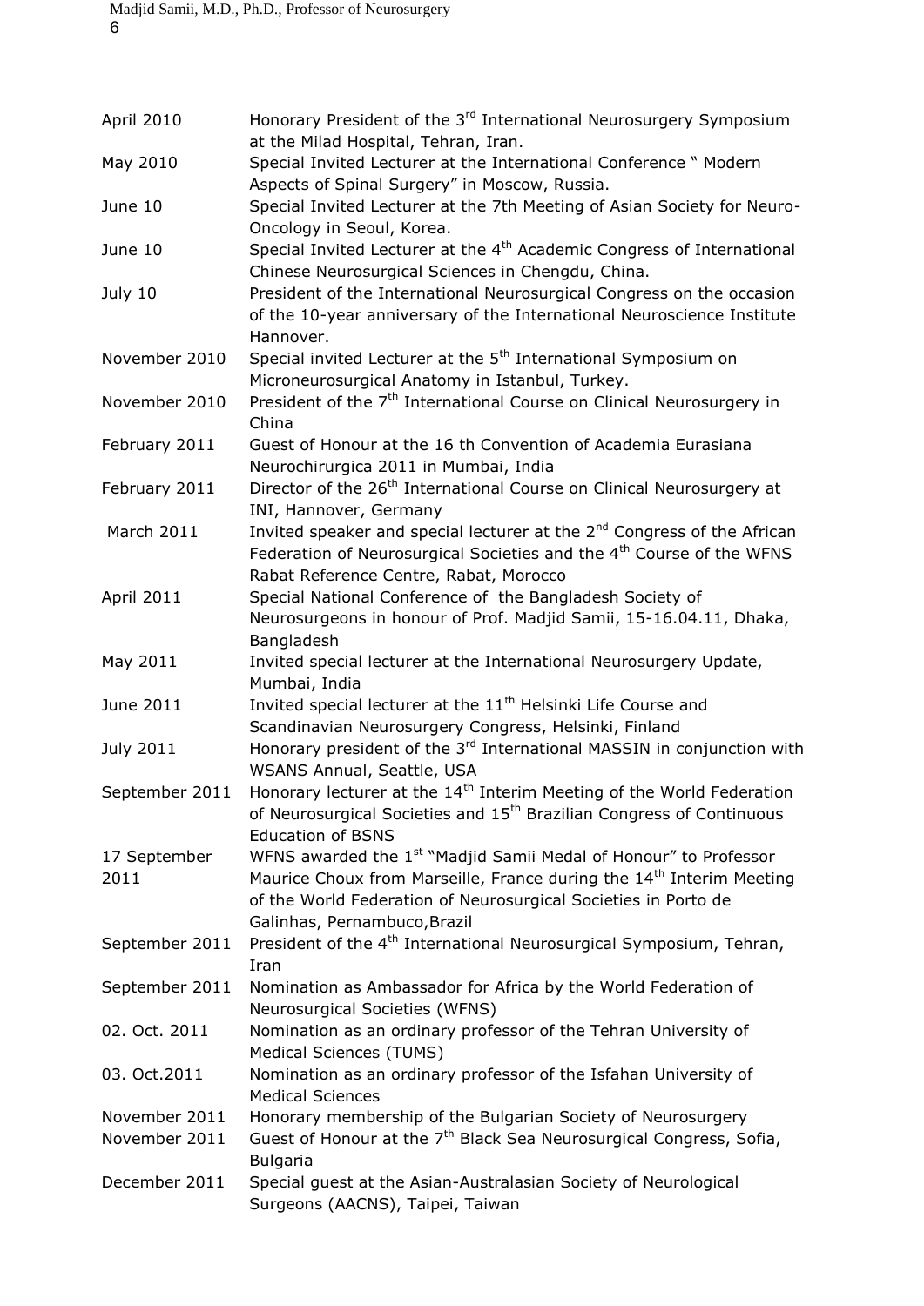| | |
|---|---|
| April 2010 | Honorary President of the 3rd International Neurosurgery Symposium at the Milad Hospital, Tehran, Iran. |
| May 2010 | Special Invited Lecturer at the International Conference " Modern Aspects of Spinal Surgery" in Moscow, Russia. |
| June 10 | Special Invited Lecturer at the 7th Meeting of Asian Society for Neuro-Oncology in Seoul, Korea. |
| June 10 | Special Invited Lecturer at the 4th Academic Congress of International Chinese Neurosurgical Sciences in Chengdu, China. |
| July 10 | President of the International Neurosurgical Congress on the occasion of the 10-year anniversary of the International Neuroscience Institute Hannover. |
| November 2010 | Special invited Lecturer at the 5th International Symposium on Microneurosurgical Anatomy in Istanbul, Turkey. |
| November 2010 | President of the 7th International Course on Clinical Neurosurgery in China |
| February 2011 | Guest of Honour at the 16 th Convention of Academia Eurasiana Neurochirurgica 2011 in Mumbai, India |
| February 2011 | Director of the 26th International Course on Clinical Neurosurgery at INI, Hannover, Germany |
| March 2011 | Invited speaker and special lecturer at the 2nd Congress of the African Federation of Neurosurgical Societies and the 4th Course of the WFNS Rabat Reference Centre, Rabat, Morocco |
| April 2011 | Special National Conference of the Bangladesh Society of Neurosurgeons in honour of Prof. Madjid Samii, 15-16.04.11, Dhaka, Bangladesh |
| May 2011 | Invited special lecturer at the International Neurosurgery Update, Mumbai, India |
| June 2011 | Invited special lecturer at the 11th Helsinki Life Course and Scandinavian Neurosurgery Congress, Helsinki, Finland |
| July 2011 | Honorary president of the 3rd International MASSIN in conjunction with WSANS Annual, Seattle, USA |
| September 2011 | Honorary lecturer at the 14th Interim Meeting of the World Federation of Neurosurgical Societies and 15th Brazilian Congress of Continuous Education of BSNS |
| 17 September 2011 | WFNS awarded the 1st "Madjid Samii Medal of Honour" to Professor Maurice Choux from Marseille, France during the 14th Interim Meeting of the World Federation of Neurosurgical Societies in Porto de Galinhas, Pernambuco,Brazil |
| September 2011 | President of the 4th International Neurosurgical Symposium, Tehran, Iran |
| September 2011 | Nomination as Ambassador for Africa by the World Federation of Neurosurgical Societies (WFNS) |
| 02. Oct. 2011 | Nomination as an ordinary professor of the Tehran University of Medical Sciences (TUMS) |
| 03. Oct.2011 | Nomination as an ordinary professor of the Isfahan University of Medical Sciences |
| November 2011 | Honorary membership of the Bulgarian Society of Neurosurgery |
| November 2011 | Guest of Honour at the 7th Black Sea Neurosurgical Congress, Sofia, Bulgaria |
| December 2011 | Special guest at the Asian-Australasian Society of Neurological Surgeons (AACNS), Taipei, Taiwan |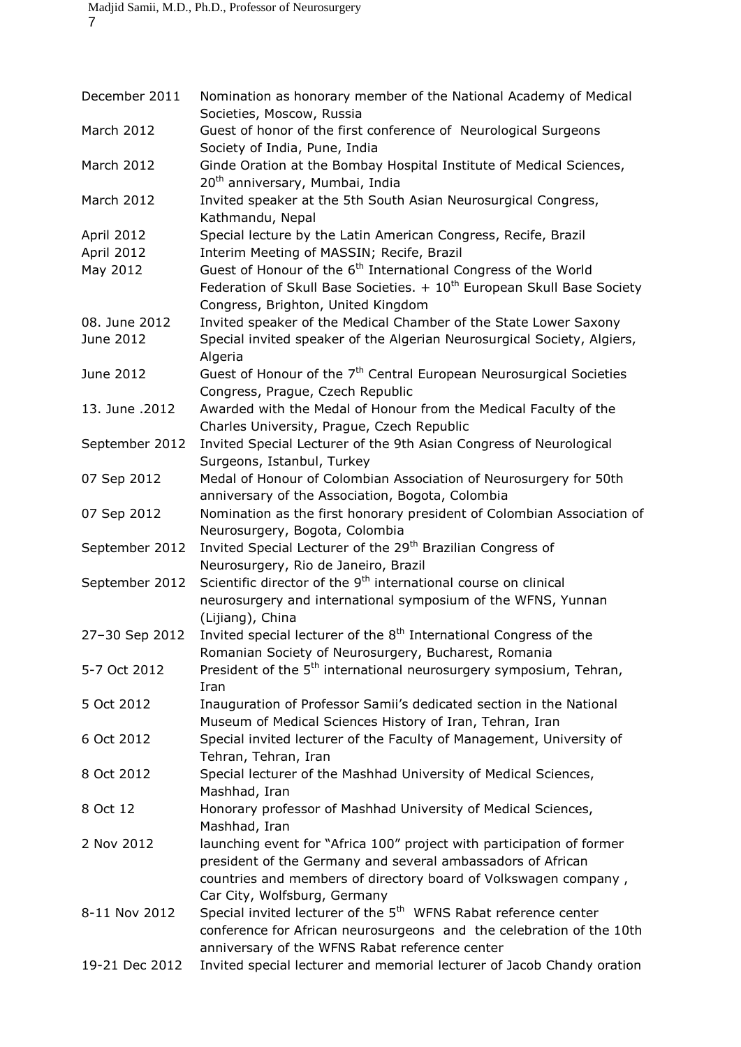| | |
|---|---|
| December 2011 | Nomination as honorary member of the National Academy of Medical Societies, Moscow, Russia |
| March 2012 | Guest of honor of the first conference of Neurological Surgeons Society of India, Pune, India |
| March 2012 | Ginde Oration at the Bombay Hospital Institute of Medical Sciences, 20th anniversary, Mumbai, India |
| March 2012 | Invited speaker at the 5th South Asian Neurosurgical Congress, Kathmandu, Nepal |
| April 2012 | Special lecture by the Latin American Congress, Recife, Brazil |
| April 2012 | Interim Meeting of MASSIN; Recife, Brazil |
| May 2012 | Guest of Honour of the 6th International Congress of the World Federation of Skull Base Societies. + 10th European Skull Base Society Congress, Brighton, United Kingdom |
| 08. June 2012 | Invited speaker of the Medical Chamber of the State Lower Saxony |
| June 2012 | Special invited speaker of the Algerian Neurosurgical Society, Algiers, Algeria |
| June 2012 | Guest of Honour of the 7th Central European Neurosurgical Societies Congress, Prague, Czech Republic |
| 13. June .2012 | Awarded with the Medal of Honour from the Medical Faculty of the Charles University, Prague, Czech Republic |
| September 2012 | Invited Special Lecturer of the 9th Asian Congress of Neurological Surgeons, Istanbul, Turkey |
| 07 Sep 2012 | Medal of Honour of Colombian Association of Neurosurgery for 50th anniversary of the Association, Bogota, Colombia |
| 07 Sep 2012 | Nomination as the first honorary president of Colombian Association of Neurosurgery, Bogota, Colombia |
| September 2012 | Invited Special Lecturer of the 29th Brazilian Congress of Neurosurgery, Rio de Janeiro, Brazil |
| September 2012 | Scientific director of the 9th international course on clinical neurosurgery and international symposium of the WFNS, Yunnan (Lijiang), China |
| 27–30 Sep 2012 | Invited special lecturer of the 8th International Congress of the Romanian Society of Neurosurgery, Bucharest, Romania |
| 5-7 Oct 2012 | President of the 5th international neurosurgery symposium, Tehran, Iran |
| 5 Oct 2012 | Inauguration of Professor Samii's dedicated section in the National Museum of Medical Sciences History of Iran, Tehran, Iran |
| 6 Oct 2012 | Special invited lecturer of the Faculty of Management, University of Tehran, Tehran, Iran |
| 8 Oct 2012 | Special lecturer of the Mashhad University of Medical Sciences, Mashhad, Iran |
| 8 Oct 12 | Honorary professor of Mashhad University of Medical Sciences, Mashhad, Iran |
| 2 Nov 2012 | launching event for "Africa 100" project with participation of former president of the Germany and several ambassadors of African countries and members of directory board of Volkswagen company , Car City, Wolfsburg, Germany |
| 8-11 Nov 2012 | Special invited lecturer of the 5th WFNS Rabat reference center conference for African neurosurgeons and the celebration of the 10th anniversary of the WFNS Rabat reference center |
| 19-21 Dec 2012 | Invited special lecturer and memorial lecturer of Jacob Chandy oration |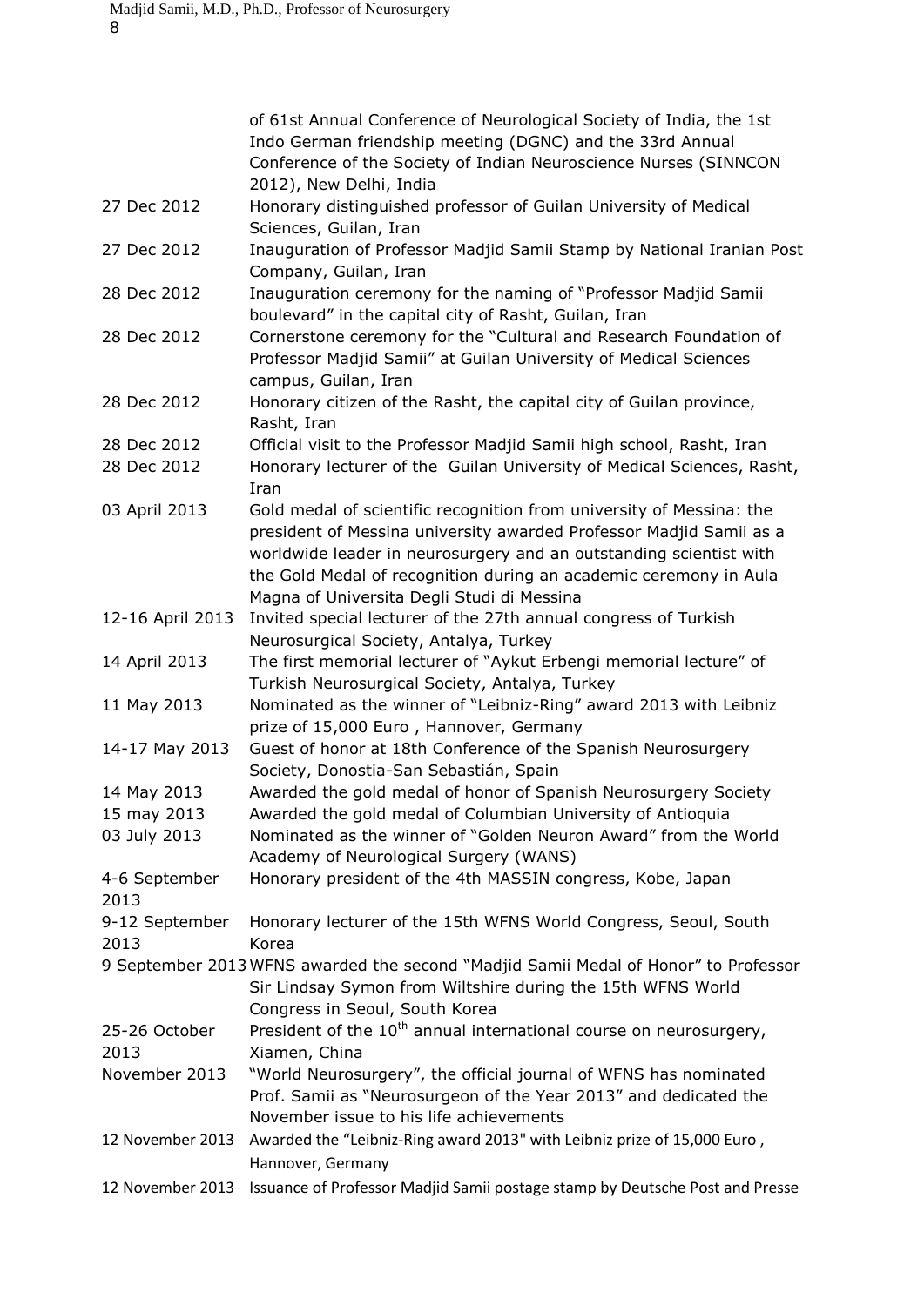| | |
|---|---|
| | of 61st Annual Conference of Neurological Society of India, the 1st Indo German friendship meeting (DGNC) and the 33rd Annual Conference of the Society of Indian Neuroscience Nurses (SINNCON 2012), New Delhi, India |
| 27 Dec 2012 | Honorary distinguished professor of Guilan University of Medical Sciences, Guilan, Iran |
| 27 Dec 2012 | Inauguration of Professor Madjid Samii Stamp by National Iranian Post Company, Guilan, Iran |
| 28 Dec 2012 | Inauguration ceremony for the naming of "Professor Madjid Samii boulevard" in the capital city of Rasht, Guilan, Iran |
| 28 Dec 2012 | Cornerstone ceremony for the "Cultural and Research Foundation of Professor Madjid Samii" at Guilan University of Medical Sciences campus, Guilan, Iran |
| 28 Dec 2012 | Honorary citizen of the Rasht, the capital city of Guilan province, Rasht, Iran |
| 28 Dec 2012 | Official visit to the Professor Madjid Samii high school, Rasht, Iran |
| 28 Dec 2012 | Honorary lecturer of the Guilan University of Medical Sciences, Rasht, Iran |
| 03 April 2013 | Gold medal of scientific recognition from university of Messina: the president of Messina university awarded Professor Madjid Samii as a worldwide leader in neurosurgery and an outstanding scientist with the Gold Medal of recognition during an academic ceremony in Aula Magna of Universita Degli Studi di Messina |
| 12-16 April 2013 | Invited special lecturer of the 27th annual congress of Turkish Neurosurgical Society, Antalya, Turkey |
| 14 April 2013 | The first memorial lecturer of "Aykut Erbengi memorial lecture" of Turkish Neurosurgical Society, Antalya, Turkey |
| 11 May 2013 | Nominated as the winner of "Leibniz-Ring" award 2013 with Leibniz prize of 15,000 Euro , Hannover, Germany |
| 14-17 May 2013 | Guest of honor at 18th Conference of the Spanish Neurosurgery Society, Donostia-San Sebastián, Spain |
| 14 May 2013 | Awarded the gold medal of honor of Spanish Neurosurgery Society |
| 15 may 2013 | Awarded the gold medal of Columbian University of Antioquia |
| 03 July 2013 | Nominated as the winner of "Golden Neuron Award" from the World Academy of Neurological Surgery (WANS) |
| 4-6 September 2013 | Honorary president of the 4th MASSIN congress, Kobe, Japan |
| 9-12 September 2013 | Honorary lecturer of the 15th WFNS World Congress, Seoul, South Korea |
| 9 September 2013 | WFNS awarded the second "Madjid Samii Medal of Honor" to Professor Sir Lindsay Symon from Wiltshire during the 15th WFNS World Congress in Seoul, South Korea |
| 25-26 October 2013 | President of the $10^{th}$ annual international course on neurosurgery, Xiamen, China |
| November 2013 | "World Neurosurgery", the official journal of WFNS has nominated Prof. Samii as "Neurosurgeon of the Year 2013" and dedicated the November issue to his life achievements |
| 12 November 2013 | Awarded the "Leibniz-Ring award 2013" with Leibniz prize of 15,000 Euro , Hannover, Germany |
| 12 November 2013 | Issuance of Professor Madjid Samii postage stamp by Deutsche Post and Presse |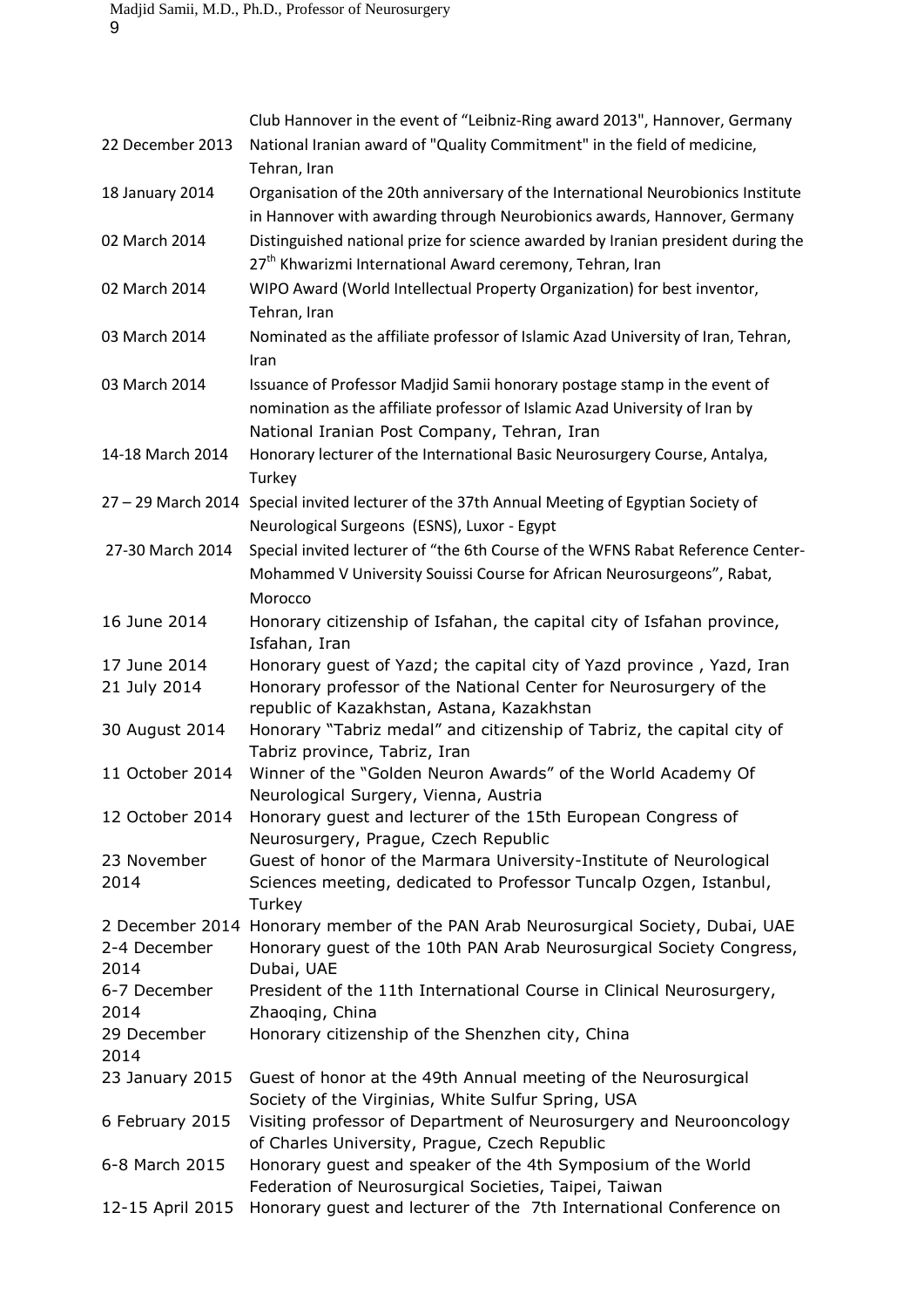| | |
|---|---|
| | Club Hannover in the event of "Leibniz-Ring award 2013", Hannover, Germany |
| 22 December 2013 | National Iranian award of "Quality Commitment" in the field of medicine, Tehran, Iran |
| 18 January 2014 | Organisation of the 20th anniversary of the International Neurobionics Institute in Hannover with awarding through Neurobionics awards, Hannover, Germany |
| 02 March 2014 | Distinguished national prize for science awarded by Iranian president during the 27th Khwarizmi International Award ceremony, Tehran, Iran |
| 02 March 2014 | WIPO Award (World Intellectual Property Organization) for best inventor, Tehran, Iran |
| 03 March 2014 | Nominated as the affiliate professor of Islamic Azad University of Iran, Tehran, Iran |
| 03 March 2014 | Issuance of Professor Madjid Samii honorary postage stamp in the event of nomination as the affiliate professor of Islamic Azad University of Iran by National Iranian Post Company, Tehran, Iran |
| 14-18 March 2014 | Honorary lecturer of the International Basic Neurosurgery Course, Antalya, Turkey |
| 27 – 29 March 2014 | Special invited lecturer of the 37th Annual Meeting of Egyptian Society of Neurological Surgeons (ESNS), Luxor - Egypt |
| 27-30 March 2014 | Special invited lecturer of "the 6th Course of the WFNS Rabat Reference Center-Mohammed V University Souissi Course for African Neurosurgeons", Rabat, Morocco |
| 16 June 2014 | Honorary citizenship of Isfahan, the capital city of Isfahan province, Isfahan, Iran |
| 17 June 2014 | Honorary guest of Yazd; the capital city of Yazd province , Yazd, Iran |
| 21 July 2014 | Honorary professor of the National Center for Neurosurgery of the republic of Kazakhstan, Astana, Kazakhstan |
| 30 August 2014 | Honorary "Tabriz medal" and citizenship of Tabriz, the capital city of Tabriz province, Tabriz, Iran |
| 11 October 2014 | Winner of the "Golden Neuron Awards" of the World Academy Of Neurological Surgery, Vienna, Austria |
| 12 October 2014 | Honorary guest and lecturer of the 15th European Congress of Neurosurgery, Prague, Czech Republic |
| 23 November 2014 | Guest of honor of the Marmara University-Institute of Neurological Sciences meeting, dedicated to Professor Tuncalp Ozgen, Istanbul, Turkey |
| 2 December 2014 | Honorary member of the PAN Arab Neurosurgical Society, Dubai, UAE |
| 2-4 December 2014 | Honorary guest of the 10th PAN Arab Neurosurgical Society Congress, Dubai, UAE |
| 6-7 December 2014 | President of the 11th International Course in Clinical Neurosurgery, Zhaoqing, China |
| 29 December 2014 | Honorary citizenship of the Shenzhen city, China |
| 23 January 2015 | Guest of honor at the 49th Annual meeting of the Neurosurgical Society of the Virginias, White Sulfur Spring, USA |
| 6 February 2015 | Visiting professor of Department of Neurosurgery and Neurooncology of Charles University, Prague, Czech Republic |
| 6-8 March 2015 | Honorary guest and speaker of the 4th Symposium of the World Federation of Neurosurgical Societies, Taipei, Taiwan |
| 12-15 April 2015 | Honorary guest and lecturer of the 7th International Conference on |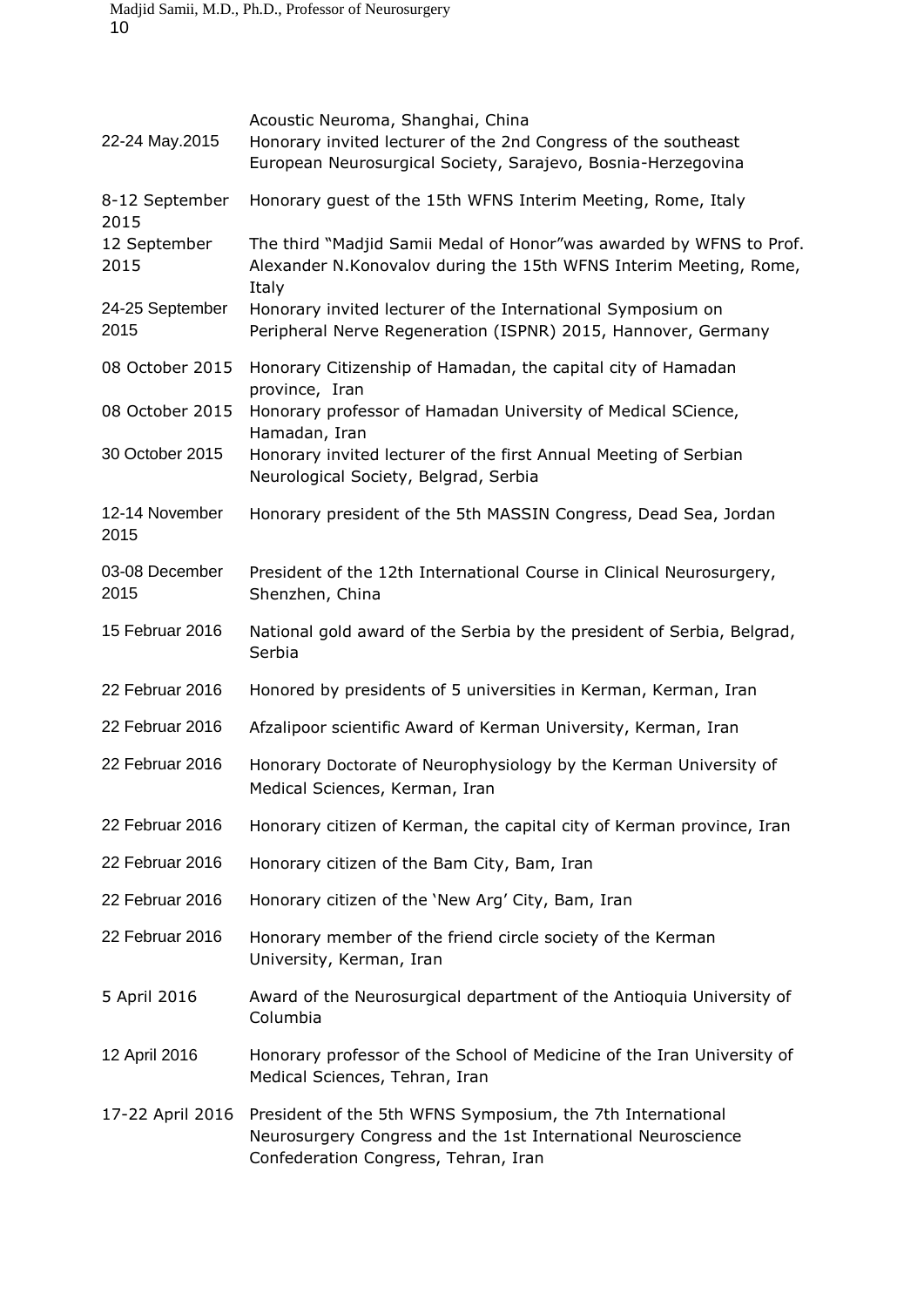|  |  |
|---|---|
|  | Acoustic Neuroma, Shanghai, China |
| 22-24 May.2015 | Honorary invited lecturer of the 2nd Congress of the southeast European Neurosurgical Society, Sarajevo, Bosnia-Herzegovina |
| 8-12 September 2015 | Honorary guest of the 15th WFNS Interim Meeting, Rome, Italy |
| 12 September 2015 | The third "Madjid Samii Medal of Honor"was awarded by WFNS to Prof. Alexander N.Konovalov during the 15th WFNS Interim Meeting, Rome, Italy |
| 24-25 September 2015 | Honorary invited lecturer of the International Symposium on Peripheral Nerve Regeneration (ISPNR) 2015, Hannover, Germany |
| 08 October 2015 | Honorary Citizenship of Hamadan, the capital city of Hamadan province, Iran |
| 08 October 2015 | Honorary professor of Hamadan University of Medical SCience, Hamadan, Iran |
| 30 October 2015 | Honorary invited lecturer of the first Annual Meeting of Serbian Neurological Society, Belgrad, Serbia |
| 12-14 November 2015 | Honorary president of the 5th MASSIN Congress, Dead Sea, Jordan |
| 03-08 December 2015 | President of the 12th International Course in Clinical Neurosurgery, Shenzhen, China |
| 15 Februar 2016 | National gold award of the Serbia by the president of Serbia, Belgrad, Serbia |
| 22 Februar 2016 | Honored by presidents of 5 universities in Kerman, Kerman, Iran |
| 22 Februar 2016 | Afzalipoor scientific Award of Kerman University, Kerman, Iran |
| 22 Februar 2016 | Honorary Doctorate of Neurophysiology by the Kerman University of Medical Sciences, Kerman, Iran |
| 22 Februar 2016 | Honorary citizen of Kerman, the capital city of Kerman province, Iran |
| 22 Februar 2016 | Honorary citizen of the Bam City, Bam, Iran |
| 22 Februar 2016 | Honorary citizen of the 'New Arg' City, Bam, Iran |
| 22 Februar 2016 | Honorary member of the friend circle society of the Kerman University, Kerman, Iran |
| 5 April 2016 | Award of the Neurosurgical department of the Antioquia University of Columbia |
| 12 April 2016 | Honorary professor of the School of Medicine of the Iran University of Medical Sciences, Tehran, Iran |
| 17-22 April 2016 | President of the 5th WFNS Symposium, the 7th International Neurosurgery Congress and the 1st International Neuroscience Confederation Congress, Tehran, Iran |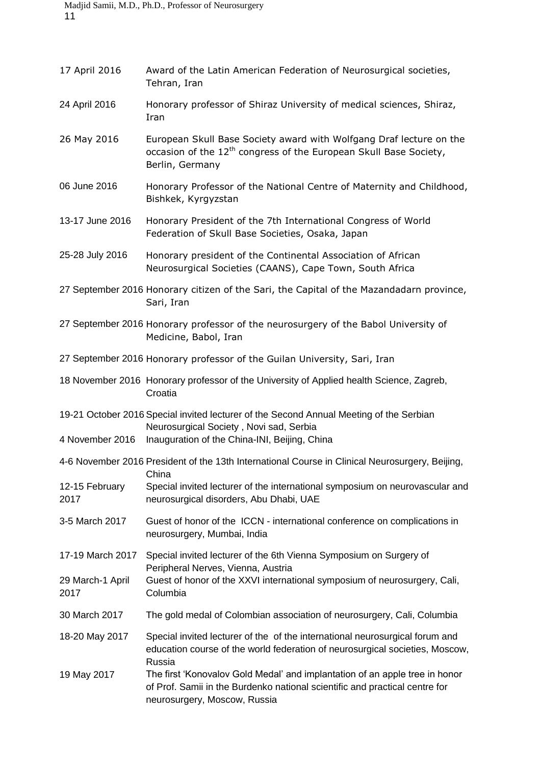| | |
|---|---|
| 17 April 2016 | Award of the Latin American Federation of Neurosurgical societies, Tehran, Iran |
| 24 April 2016 | Honorary professor of Shiraz University of medical sciences, Shiraz, Iran |
| 26 May 2016 | European Skull Base Society award with Wolfgang Draf lecture on the occasion of the 12th congress of the European Skull Base Society, Berlin, Germany |
| 06 June 2016 | Honorary Professor of the National Centre of Maternity and Childhood, Bishkek, Kyrgyzstan |
| 13-17 June 2016 | Honorary President of the 7th International Congress of World Federation of Skull Base Societies, Osaka, Japan |
| 25-28 July 2016 | Honorary president of the Continental Association of African Neurosurgical Societies (CAANS), Cape Town, South Africa |
| 27 September 2016 | Honorary citizen of the Sari, the Capital of the Mazandadarn province, Sari, Iran |
| 27 September 2016 | Honorary professor of the neurosurgery of the Babol University of Medicine, Babol, Iran |
| 27 September 2016 | Honorary professor of the Guilan University, Sari, Iran |
| 18 November 2016 | Honorary professor of the University of Applied health Science, Zagreb, Croatia |
| 19-21 October 2016 | Special invited lecturer of the Second Annual Meeting of the Serbian Neurosurgical Society , Novi sad, Serbia |
| 4 November 2016 | Inauguration of the China-INI, Beijing, China |
| 4-6 November 2016 | President of the 13th International Course in Clinical Neurosurgery, Beijing, China |
| 12-15 February 2017 | Special invited lecturer of the international symposium on neurovascular and neurosurgical disorders, Abu Dhabi, UAE |
| 3-5 March 2017 | Guest of honor of the ICCN - international conference on complications in neurosurgery, Mumbai, India |
| 17-19 March 2017 | Special invited lecturer of the 6th Vienna Symposium on Surgery of Peripheral Nerves, Vienna, Austria |
| 29 March-1 April 2017 | Guest of honor of the XXVI international symposium of neurosurgery, Cali, Columbia |
| 30 March 2017 | The gold medal of Colombian association of neurosurgery, Cali, Columbia |
| 18-20 May 2017 | Special invited lecturer of the of the international neurosurgical forum and education course of the world federation of neurosurgical societies, Moscow, Russia |
| 19 May 2017 | The first 'Konovalov Gold Medal' and implantation of an apple tree in honor of Prof. Samii in the Burdenko national scientific and practical centre for neurosurgery, Moscow, Russia |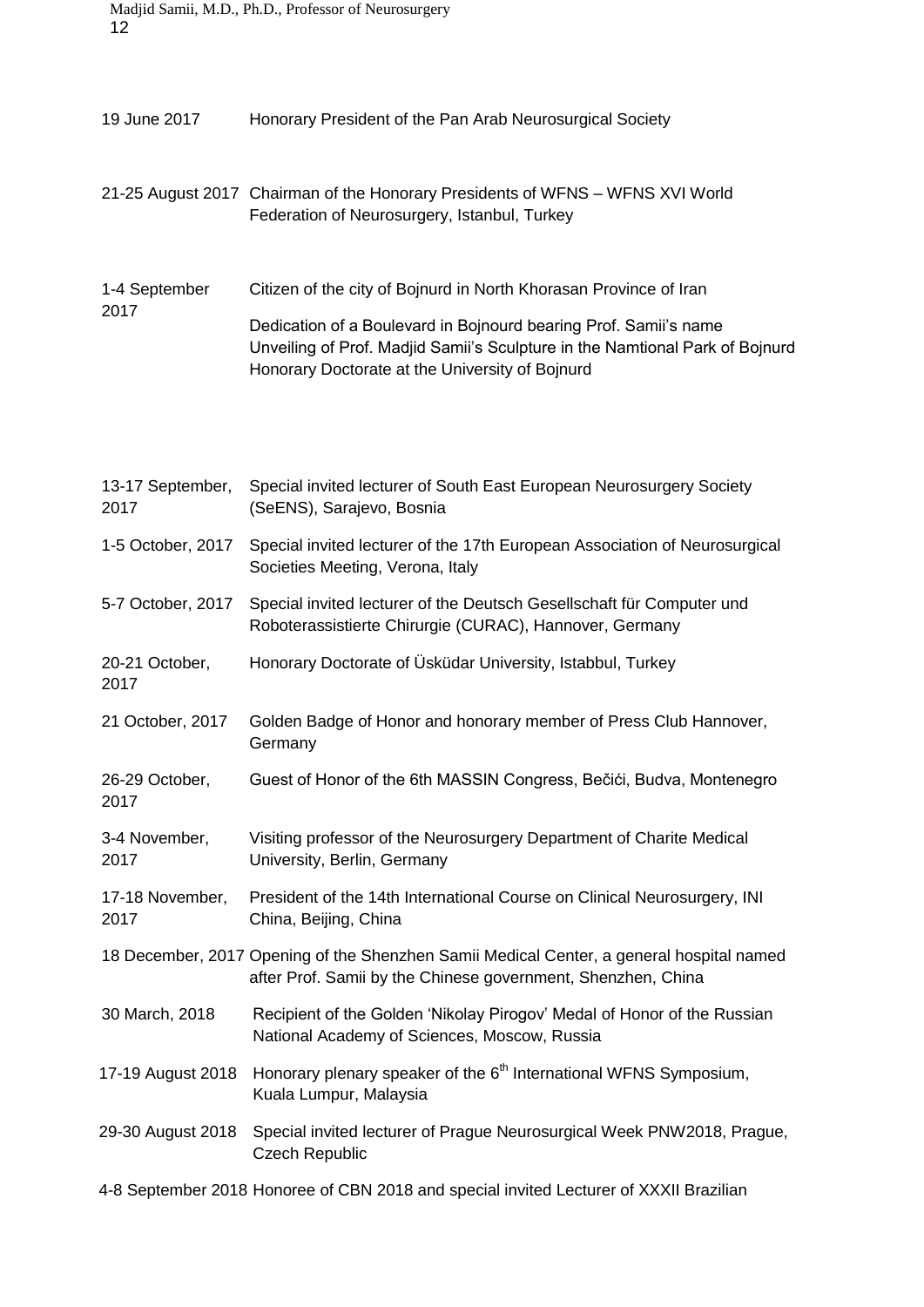| | |
|---|---|
| 19 June 2017 | Honorary President of the Pan Arab Neurosurgical Society |
| 21-25 August 2017 | Chairman of the Honorary Presidents of WFNS – WFNS XVI World Federation of Neurosurgery, Istanbul, Turkey |
| 1-4 September 2017 | Citizen of the city of Bojnurd in North Khorasan Province of Iran<br>Dedication of a Boulevard in Bojnourd bearing Prof. Samii's name<br>Unveiling of Prof. Madjid Samii's Sculpture in the Namtional Park of Bojnurd<br>Honorary Doctorate at the University of Bojnurd |
| 13-17 September, 2017 | Special invited lecturer of South East European Neurosurgery Society (SeENS), Sarajevo, Bosnia |
| 1-5 October, 2017 | Special invited lecturer of the 17th European Association of Neurosurgical Societies Meeting, Verona, Italy |
| 5-7 October, 2017 | Special invited lecturer of the Deutsch Gesellschaft für Computer und Roboterassistierte Chirurgie (CURAC), Hannover, Germany |
| 20-21 October, 2017 | Honorary Doctorate of Üsküdar University, Istabbul, Turkey |
| 21 October, 2017 | Golden Badge of Honor and honorary member of Press Club Hannover, Germany |
| 26-29 October, 2017 | Guest of Honor of the 6th MASSIN Congress, Bečići, Budva, Montenegro |
| 3-4 November, 2017 | Visiting professor of the Neurosurgery Department of Charite Medical University, Berlin, Germany |
| 17-18 November, 2017 | President of the 14th International Course on Clinical Neurosurgery, INI China, Beijing, China |
| 18 December, 2017 | Opening of the Shenzhen Samii Medical Center, a general hospital named after Prof. Samii by the Chinese government, Shenzhen, China |
| 30 March, 2018 | Recipient of the Golden 'Nikolay Pirogov' Medal of Honor of the Russian National Academy of Sciences, Moscow, Russia |
| 17-19 August 2018 | Honorary plenary speaker of the 6th International WFNS Symposium, Kuala Lumpur, Malaysia |
| 29-30 August 2018 | Special invited lecturer of Prague Neurosurgical Week PNW2018, Prague, Czech Republic |
| 4-8 September 2018 | Honoree of CBN 2018 and special invited Lecturer of XXXII Brazilian |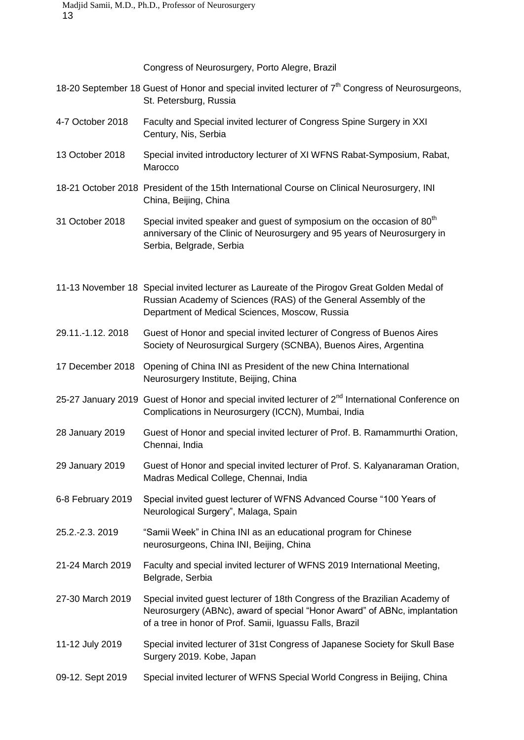| | |
|---|---|
| | Congress of Neurosurgery, Porto Alegre, Brazil |
| 18-20 September 18 | Guest of Honor and special invited lecturer of 7th Congress of Neurosurgeons, St. Petersburg, Russia |
| 4-7 October 2018 | Faculty and Special invited lecturer of Congress Spine Surgery in XXI Century, Nis, Serbia |
| 13 October 2018 | Special invited introductory lecturer of XI WFNS Rabat-Symposium, Rabat, Marocco |
| 18-21 October 2018 | President of the 15th International Course on Clinical Neurosurgery, INI China, Beijing, China |
| 31 October 2018 | Special invited speaker and guest of symposium on the occasion of 80th anniversary of the Clinic of Neurosurgery and 95 years of Neurosurgery in Serbia, Belgrade, Serbia |
| 11-13 November 18 | Special invited lecturer as Laureate of the Pirogov Great Golden Medal of Russian Academy of Sciences (RAS) of the General Assembly of the Department of Medical Sciences, Moscow, Russia |
| 29.11.-1.12. 2018 | Guest of Honor and special invited lecturer of Congress of Buenos Aires Society of Neurosurgical Surgery (SCNBA), Buenos Aires, Argentina |
| 17 December 2018 | Opening of China INI as President of the new China International Neurosurgery Institute, Beijing, China |
| 25-27 January 2019 | Guest of Honor and special invited lecturer of 2nd International Conference on Complications in Neurosurgery (ICCN), Mumbai, India |
| 28 January 2019 | Guest of Honor and special invited lecturer of Prof. B. Ramammurthi Oration, Chennai, India |
| 29 January 2019 | Guest of Honor and special invited lecturer of Prof. S. Kalyanaraman Oration, Madras Medical College, Chennai, India |
| 6-8 February 2019 | Special invited guest lecturer of WFNS Advanced Course "100 Years of Neurological Surgery", Malaga, Spain |
| 25.2.-2.3. 2019 | "Samii Week" in China INI as an educational program for Chinese neurosurgeons, China INI, Beijing, China |
| 21-24 March 2019 | Faculty and special invited lecturer of WFNS 2019 International Meeting, Belgrade, Serbia |
| 27-30 March 2019 | Special invited guest lecturer of 18th Congress of the Brazilian Academy of Neurosurgery (ABNc), award of special "Honor Award" of ABNc, implantation of a tree in honor of Prof. Samii, Iguassu Falls, Brazil |
| 11-12 July 2019 | Special invited lecturer of 31st Congress of Japanese Society for Skull Base Surgery 2019. Kobe, Japan |
| 09-12. Sept 2019 | Special invited lecturer of WFNS Special World Congress in Beijing, China |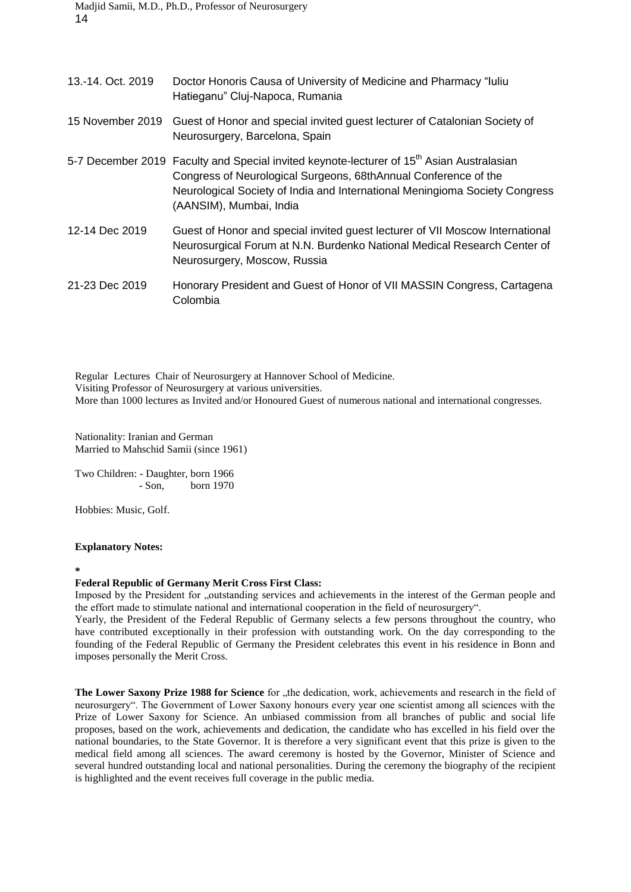| | |
|---|---|
| 13.-14. Oct. 2019 | Doctor Honoris Causa of University of Medicine and Pharmacy "Iuliu Hatieganu" Cluj-Napoca, Rumania |
| 15 November 2019 | Guest of Honor and special invited guest lecturer of Catalonian Society of Neurosurgery, Barcelona, Spain |
| 5-7 December 2019 | Faculty and Special invited keynote-lecturer of 15th Asian Australasian Congress of Neurological Surgeons, 68thAnnual Conference of the Neurological Society of India and International Meningioma Society Congress (AANSIM), Mumbai, India |
| 12-14 Dec 2019 | Guest of Honor and special invited guest lecturer of VII Moscow International Neurosurgical Forum at N.N. Burdenko National Medical Research Center of Neurosurgery, Moscow, Russia |
| 21-23 Dec 2019 | Honorary President and Guest of Honor of VII MASSIN Congress, Cartagena Colombia |

Regular Lectures Chair of Neurosurgery at Hannover School of Medicine.
Visiting Professor of Neurosurgery at various universities.
More than 1000 lectures as Invited and/or Honoured Guest of numerous national and international congresses.

Nationality: Iranian and German
Married to Mahschid Samii (since 1961)

Two Children:
- Daughter, born 1966
- Son, born 1970

Hobbies: Music, Golf.

**Explanatory Notes:**

**\***

**Federal Republic of Germany Merit Cross First Class:**
Imposed by the President for „outstanding services and achievements in the interest of the German people and the effort made to stimulate national and international cooperation in the field of neurosurgery".
Yearly, the President of the Federal Republic of Germany selects a few persons throughout the country, who have contributed exceptionally in their profession with outstanding work. On the day corresponding to the founding of the Federal Republic of Germany the President celebrates this event in his residence in Bonn and imposes personally the Merit Cross.

**The Lower Saxony Prize 1988 for Science** for „the dedication, work, achievements and research in the field of neurosurgery". The Government of Lower Saxony honours every year one scientist among all sciences with the Prize of Lower Saxony for Science. An unbiased commission from all branches of public and social life proposes, based on the work, achievements and dedication, the candidate who has excelled in his field over the national boundaries, to the State Governor. It is therefore a very significant event that this prize is given to the medical field among all sciences. The award ceremony is hosted by the Governor, Minister of Science and several hundred outstanding local and national personalities. During the ceremony the biography of the recipient is highlighted and the event receives full coverage in the public media.